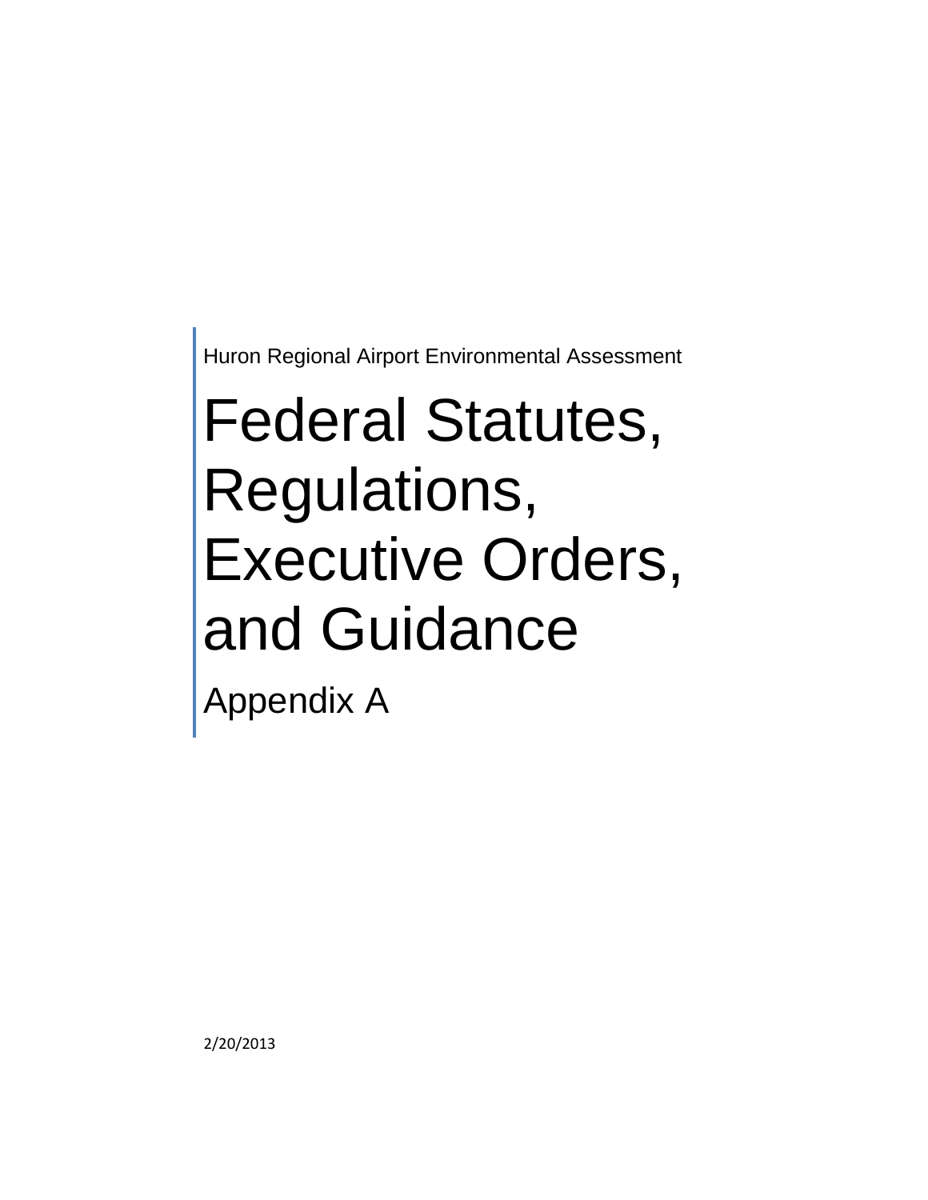Huron Regional Airport Environmental Assessment

# Federal Statutes, Regulations, Executive Orders, and Guidance

## Appendix A

2/20/2013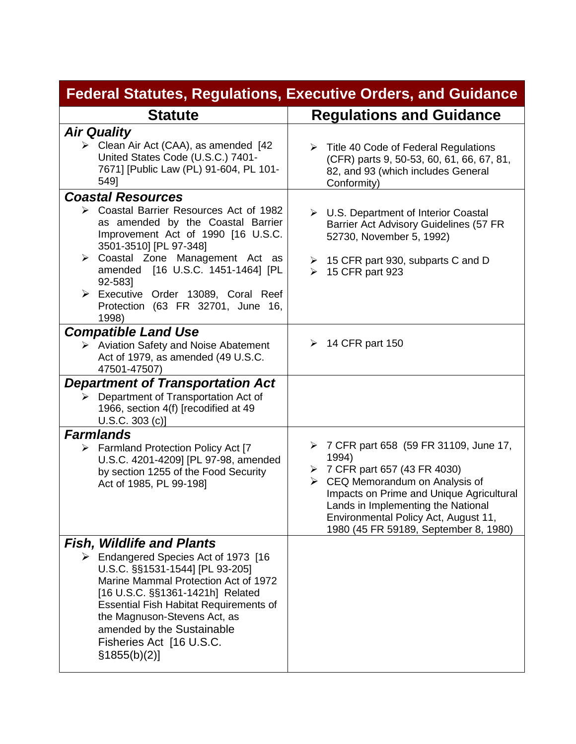| Federal Statutes, Regulations, Executive Orders, and Guidance | |
|---|---|
| **Statute** | **Regulations and Guidance** |
| ***Air Quality*** | |
| ➢ Clean Air Act (CAA), as amended [42 United States Code (U.S.C.) 7401-7671] [Public Law (PL) 91-604, PL 101-549] | ➢ Title 40 Code of Federal Regulations (CFR) parts 9, 50-53, 60, 61, 66, 67, 81, 82, and 93 (which includes General Conformity) |
| ***Coastal Resources*** | |
| ➢ Coastal Barrier Resources Act of 1982 as amended by the Coastal Barrier Improvement Act of 1990 [16 U.S.C. 3501-3510] [PL 97-348]<br>➢ Coastal Zone Management Act as amended [16 U.S.C. 1451-1464] [PL 92-583]<br>➢ Executive Order 13089, Coral Reef Protection (63 FR 32701, June 16, 1998) | ➢ U.S. Department of Interior Coastal Barrier Act Advisory Guidelines (57 FR 52730, November 5, 1992)<br>➢ 15 CFR part 930, subparts C and D<br>➢ 15 CFR part 923 |
| ***Compatible Land Use*** | |
| ➢ Aviation Safety and Noise Abatement Act of 1979, as amended (49 U.S.C. 47501-47507) | ➢ 14 CFR part 150 |
| ***Department of Transportation Act*** | |
| ➢ Department of Transportation Act of 1966, section 4(f) [recodified at 49 U.S.C. 303 (c)] | |
| ***Farmlands*** | |
| ➢ Farmland Protection Policy Act [7 U.S.C. 4201-4209] [PL 97-98, amended by section 1255 of the Food Security Act of 1985, PL 99-198] | ➢ 7 CFR part 658 (59 FR 31109, June 17, 1994)<br>➢ 7 CFR part 657 (43 FR 4030)<br>➢ CEQ Memorandum on Analysis of Impacts on Prime and Unique Agricultural Lands in Implementing the National Environmental Policy Act, August 11, 1980 (45 FR 59189, September 8, 1980) |
| ***Fish, Wildlife and Plants*** | |
| ➢ Endangered Species Act of 1973 [16 U.S.C. §§1531-1544] [PL 93-205] Marine Mammal Protection Act of 1972 [16 U.S.C. §§1361-1421h] Related Essential Fish Habitat Requirements of the Magnuson-Stevens Act, as amended by the Sustainable Fisheries Act [16 U.S.C. §1855(b)(2)] | |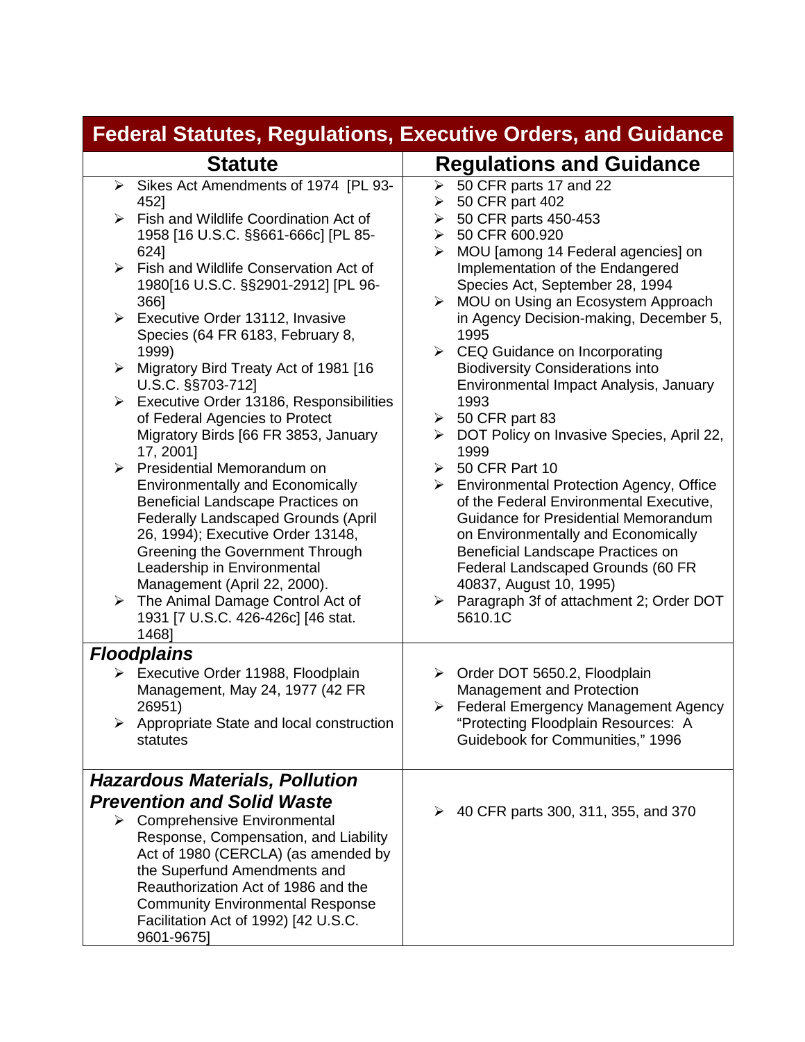| Federal Statutes, Regulations, Executive Orders, and Guidance | |
|---|---|
| **Statute** | **Regulations and Guidance** |
| ➢ Sikes Act Amendments of 1974 [PL 93-452]<br>➢ Fish and Wildlife Coordination Act of 1958 [16 U.S.C. §§661-666c] [PL 85-624]<br>➢ Fish and Wildlife Conservation Act of 1980[16 U.S.C. §§2901-2912] [PL 96-366]<br>➢ Executive Order 13112, Invasive Species (64 FR 6183, February 8, 1999)<br>➢ Migratory Bird Treaty Act of 1981 [16 U.S.C. §§703-712]<br>➢ Executive Order 13186, Responsibilities of Federal Agencies to Protect Migratory Birds [66 FR 3853, January 17, 2001]<br>➢ Presidential Memorandum on Environmentally and Economically Beneficial Landscape Practices on Federally Landscaped Grounds (April 26, 1994); Executive Order 13148, Greening the Government Through Leadership in Environmental Management (April 22, 2000).<br>➢ The Animal Damage Control Act of 1931 [7 U.S.C. 426-426c] [46 stat. 1468] | ➢ 50 CFR parts 17 and 22<br>➢ 50 CFR part 402<br>➢ 50 CFR parts 450-453<br>➢ 50 CFR 600.920<br>➢ MOU [among 14 Federal agencies] on Implementation of the Endangered Species Act, September 28, 1994<br>➢ MOU on Using an Ecosystem Approach in Agency Decision-making, December 5, 1995<br>➢ CEQ Guidance on Incorporating Biodiversity Considerations into Environmental Impact Analysis, January 1993<br>➢ 50 CFR part 83<br>➢ DOT Policy on Invasive Species, April 22, 1999<br>➢ 50 CFR Part 10<br>➢ Environmental Protection Agency, Office of the Federal Environmental Executive, Guidance for Presidential Memorandum on Environmentally and Economically Beneficial Landscape Practices on Federal Landscaped Grounds (60 FR 40837, August 10, 1995)<br>➢ Paragraph 3f of attachment 2; Order DOT 5610.1C |
| ***Floodplains***<br>➢ Executive Order 11988, Floodplain Management, May 24, 1977 (42 FR 26951)<br>➢ Appropriate State and local construction statutes | ➢ Order DOT 5650.2, Floodplain Management and Protection<br>➢ Federal Emergency Management Agency "Protecting Floodplain Resources: A Guidebook for Communities," 1996 |
| ***Hazardous Materials, Pollution Prevention and Solid Waste***<br>➢ Comprehensive Environmental Response, Compensation, and Liability Act of 1980 (CERCLA) (as amended by the Superfund Amendments and Reauthorization Act of 1986 and the Community Environmental Response Facilitation Act of 1992) [42 U.S.C. 9601-9675] | ➢ 40 CFR parts 300, 311, 355, and 370 |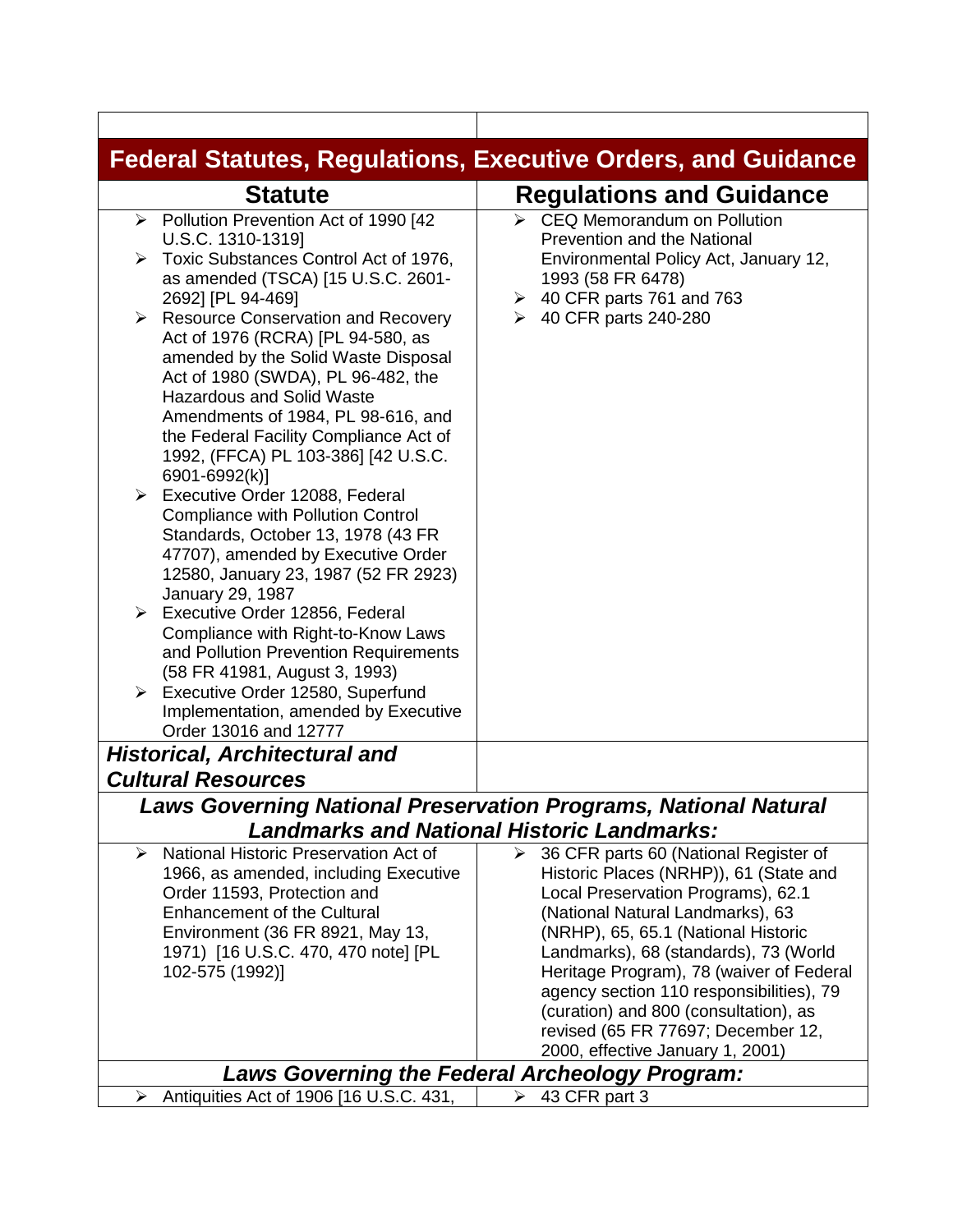| | |
|---|---|
| **Federal Statutes, Regulations, Executive Orders, and Guidance** | |
| **Statute** | **Regulations and Guidance** |
| ➢ Pollution Prevention Act of 1990 [42 U.S.C. 1310-1319]<br>➢ Toxic Substances Control Act of 1976, as amended (TSCA) [15 U.S.C. 2601-2692] [PL 94-469]<br>➢ Resource Conservation and Recovery Act of 1976 (RCRA) [PL 94-580, as amended by the Solid Waste Disposal Act of 1980 (SWDA), PL 96-482, the Hazardous and Solid Waste Amendments of 1984, PL 98-616, and the Federal Facility Compliance Act of 1992, (FFCA) PL 103-386] [42 U.S.C. 6901-6992(k)]<br>➢ Executive Order 12088, Federal Compliance with Pollution Control Standards, October 13, 1978 (43 FR 47707), amended by Executive Order 12580, January 23, 1987 (52 FR 2923) January 29, 1987<br>➢ Executive Order 12856, Federal Compliance with Right-to-Know Laws and Pollution Prevention Requirements (58 FR 41981, August 3, 1993)<br>➢ Executive Order 12580, Superfund Implementation, amended by Executive Order 13016 and 12777 | ➢ CEQ Memorandum on Pollution Prevention and the National Environmental Policy Act, January 12, 1993 (58 FR 6478)<br>➢ 40 CFR parts 761 and 763<br>➢ 40 CFR parts 240-280 |
| ***Historical, Architectural and Cultural Resources*** | |
| ***Laws Governing National Preservation Programs, National Natural Landmarks and National Historic Landmarks:*** | |
| ➢ National Historic Preservation Act of 1966, as amended, including Executive Order 11593, Protection and Enhancement of the Cultural Environment (36 FR 8921, May 13, 1971) [16 U.S.C. 470, 470 note] [PL 102-575 (1992)] | ➢ 36 CFR parts 60 (National Register of Historic Places (NRHP)), 61 (State and Local Preservation Programs), 62.1 (National Natural Landmarks), 63 (NRHP), 65, 65.1 (National Historic Landmarks), 68 (standards), 73 (World Heritage Program), 78 (waiver of Federal agency section 110 responsibilities), 79 (curation) and 800 (consultation), as revised (65 FR 77697; December 12, 2000, effective January 1, 2001) |
| ***Laws Governing the Federal Archeology Program:*** | |
| ➢ Antiquities Act of 1906 [16 U.S.C. 431, | ➢ 43 CFR part 3 |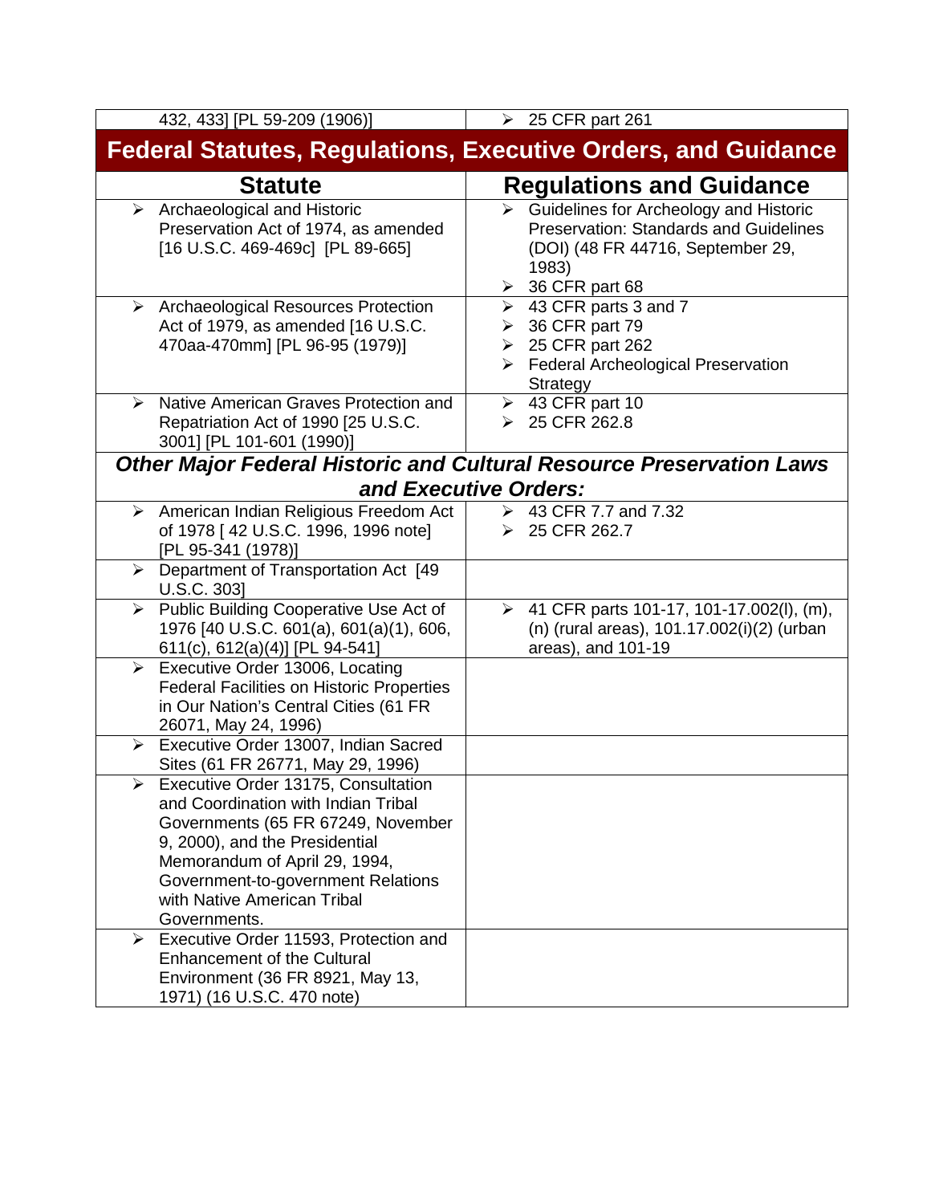| 432, 433] [PL 59-209 (1906)] | 25 CFR part 261 |
|---|---|

## Federal Statutes, Regulations, Executive Orders, and Guidance

| Statute | Regulations and Guidance |
|---|---|
| Archaeological and Historic Preservation Act of 1974, as amended [16 U.S.C. 469-469c] [PL 89-665] | Guidelines for Archeology and Historic Preservation: Standards and Guidelines (DOI) (48 FR 44716, September 29, 1983)<br>36 CFR part 68 |
| Archaeological Resources Protection Act of 1979, as amended [16 U.S.C. 470aa-470mm] [PL 96-95 (1979)] | 43 CFR parts 3 and 7<br>36 CFR part 79<br>25 CFR part 262<br>Federal Archeological Preservation Strategy |
| Native American Graves Protection and Repatriation Act of 1990 [25 U.S.C. 3001] [PL 101-601 (1990)] | 43 CFR part 10<br>25 CFR 262.8 |
| ***Other Major Federal Historic and Cultural Resource Preservation Laws and Executive Orders:*** | |
| American Indian Religious Freedom Act of 1978 [ 42 U.S.C. 1996, 1996 note] [PL 95-341 (1978)] | 43 CFR 7.7 and 7.32<br>25 CFR 262.7 |
| Department of Transportation Act [49 U.S.C. 303] | |
| Public Building Cooperative Use Act of 1976 [40 U.S.C. 601(a), 601(a)(1), 606, 611(c), 612(a)(4)] [PL 94-541] | 41 CFR parts 101-17, 101-17.002(l), (m), (n) (rural areas), 101.17.002(i)(2) (urban areas), and 101-19 |
| Executive Order 13006, Locating Federal Facilities on Historic Properties in Our Nation's Central Cities (61 FR 26071, May 24, 1996) | |
| Executive Order 13007, Indian Sacred Sites (61 FR 26771, May 29, 1996) | |
| Executive Order 13175, Consultation and Coordination with Indian Tribal Governments (65 FR 67249, November 9, 2000), and the Presidential Memorandum of April 29, 1994, Government-to-government Relations with Native American Tribal Governments. | |
| Executive Order 11593, Protection and Enhancement of the Cultural Environment (36 FR 8921, May 13, 1971) (16 U.S.C. 470 note) | |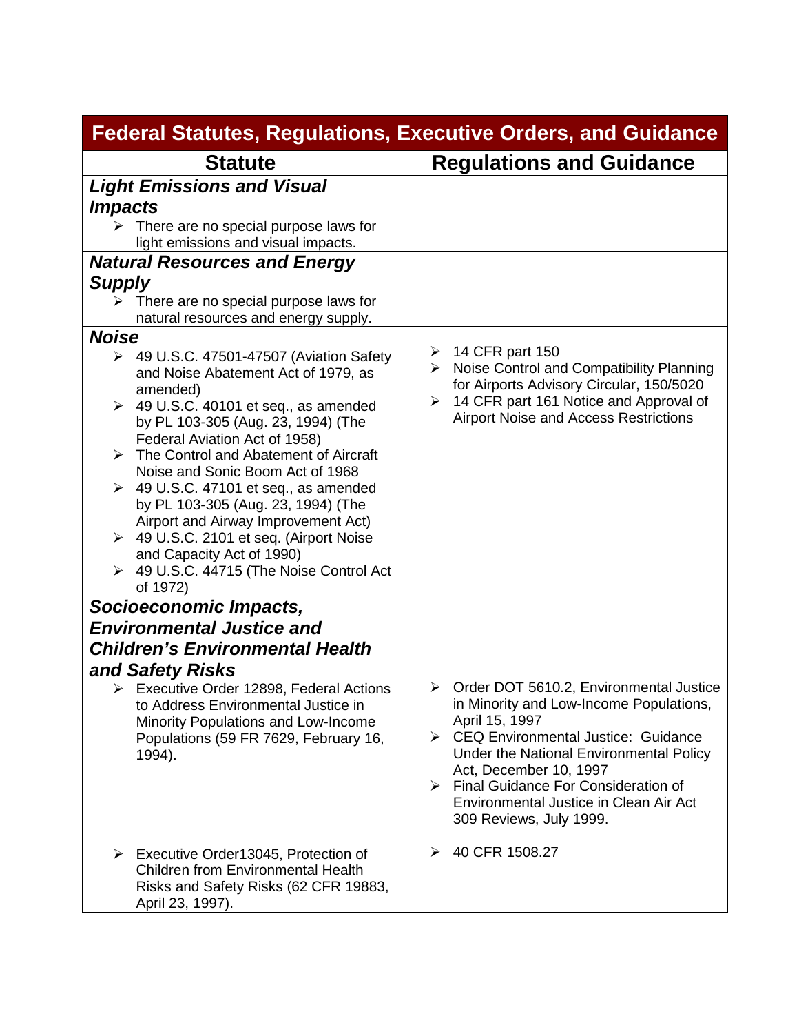| Federal Statutes, Regulations, Executive Orders, and Guidance | |
|---|---|
| **Statute** | **Regulations and Guidance** |
| ***Light Emissions and Visual Impacts***<br>➢ There are no special purpose laws for light emissions and visual impacts. | |
| ***Natural Resources and Energy Supply***<br>➢ There are no special purpose laws for natural resources and energy supply. | |
| ***Noise***<br>➢ 49 U.S.C. 47501-47507 (Aviation Safety and Noise Abatement Act of 1979, as amended)<br>➢ 49 U.S.C. 40101 et seq., as amended by PL 103-305 (Aug. 23, 1994) (The Federal Aviation Act of 1958)<br>➢ The Control and Abatement of Aircraft Noise and Sonic Boom Act of 1968<br>➢ 49 U.S.C. 47101 et seq., as amended by PL 103-305 (Aug. 23, 1994) (The Airport and Airway Improvement Act)<br>➢ 49 U.S.C. 2101 et seq. (Airport Noise and Capacity Act of 1990)<br>➢ 49 U.S.C. 44715 (The Noise Control Act of 1972) | ➢ 14 CFR part 150<br>➢ Noise Control and Compatibility Planning for Airports Advisory Circular, 150/5020<br>➢ 14 CFR part 161 Notice and Approval of Airport Noise and Access Restrictions |
| ***Socioeconomic Impacts, Environmental Justice and Children's Environmental Health and Safety Risks***<br>➢ Executive Order 12898, Federal Actions to Address Environmental Justice in Minority Populations and Low-Income Populations (59 FR 7629, February 16, 1994). | ➢ Order DOT 5610.2, Environmental Justice in Minority and Low-Income Populations, April 15, 1997<br>➢ CEQ Environmental Justice: Guidance Under the National Environmental Policy Act, December 10, 1997<br>➢ Final Guidance For Consideration of Environmental Justice in Clean Air Act 309 Reviews, July 1999. |
| ➢ Executive Order13045, Protection of Children from Environmental Health Risks and Safety Risks (62 CFR 19883, April 23, 1997). | ➢ 40 CFR 1508.27 |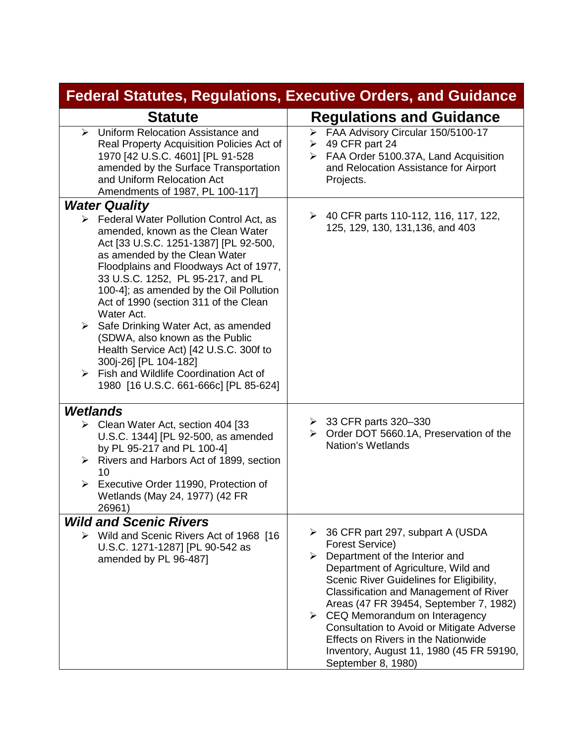| Federal Statutes, Regulations, Executive Orders, and Guidance | |
|---|---|
| **Statute** | **Regulations and Guidance** |
| ➢ Uniform Relocation Assistance and Real Property Acquisition Policies Act of 1970 [42 U.S.C. 4601] [PL 91-528 amended by the Surface Transportation and Uniform Relocation Act Amendments of 1987, PL 100-117] | ➢ FAA Advisory Circular 150/5100-17<br>➢ 49 CFR part 24<br>➢ FAA Order 5100.37A, Land Acquisition and Relocation Assistance for Airport Projects. |
| ***Water Quality***<br>➢ Federal Water Pollution Control Act, as amended, known as the Clean Water Act [33 U.S.C. 1251-1387] [PL 92-500, as amended by the Clean Water Floodplains and Floodways Act of 1977, 33 U.S.C. 1252, PL 95-217, and PL 100-4]; as amended by the Oil Pollution Act of 1990 (section 311 of the Clean Water Act.<br>➢ Safe Drinking Water Act, as amended (SDWA, also known as the Public Health Service Act) [42 U.S.C. 300f to 300j-26] [PL 104-182]<br>➢ Fish and Wildlife Coordination Act of 1980 [16 U.S.C. 661-666c] [PL 85-624] | ➢ 40 CFR parts 110-112, 116, 117, 122, 125, 129, 130, 131,136, and 403 |
| ***Wetlands***<br>➢ Clean Water Act, section 404 [33 U.S.C. 1344] [PL 92-500, as amended by PL 95-217 and PL 100-4]<br>➢ Rivers and Harbors Act of 1899, section 10<br>➢ Executive Order 11990, Protection of Wetlands (May 24, 1977) (42 FR 26961) | ➢ 33 CFR parts 320–330<br>➢ Order DOT 5660.1A, Preservation of the Nation's Wetlands |
| ***Wild and Scenic Rivers***<br>➢ Wild and Scenic Rivers Act of 1968 [16 U.S.C. 1271-1287] [PL 90-542 as amended by PL 96-487] | ➢ 36 CFR part 297, subpart A (USDA Forest Service)<br>➢ Department of the Interior and Department of Agriculture, Wild and Scenic River Guidelines for Eligibility, Classification and Management of River Areas (47 FR 39454, September 7, 1982)<br>➢ CEQ Memorandum on Interagency Consultation to Avoid or Mitigate Adverse Effects on Rivers in the Nationwide Inventory, August 11, 1980 (45 FR 59190, September 8, 1980) |